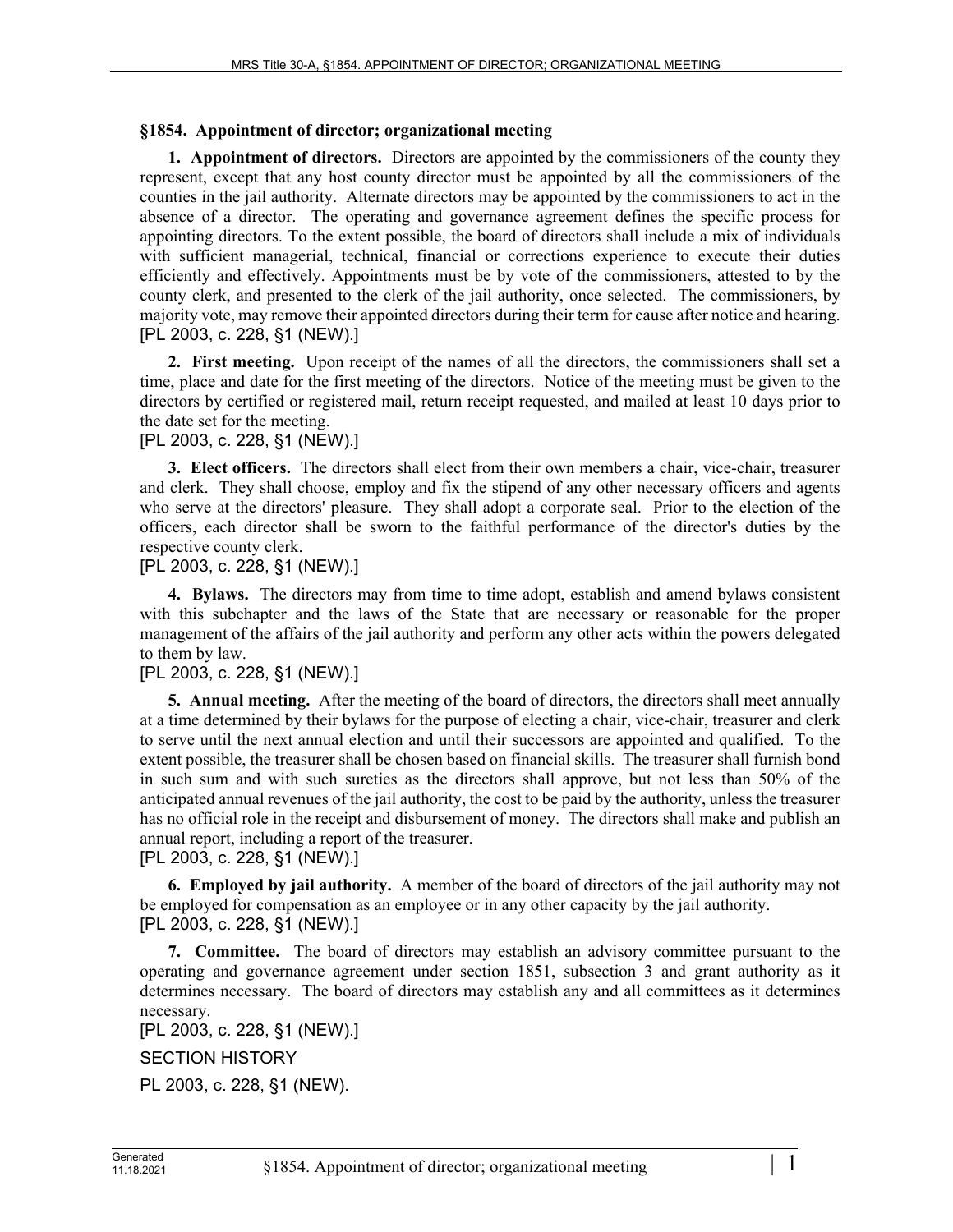## §1854. Appointment of director; organizational meeting

**1. Appointment of directors.** Directors are appointed by the commissioners of the county they represent, except that any host county director must be appointed by all the commissioners of the counties in the jail authority. Alternate directors may be appointed by the commissioners to act in the absence of a director. The operating and governance agreement defines the specific process for appointing directors. To the extent possible, the board of directors shall include a mix of individuals with sufficient managerial, technical, financial or corrections experience to execute their duties efficiently and effectively. Appointments must be by vote of the commissioners, attested to by the county clerk, and presented to the clerk of the jail authority, once selected. The commissioners, by majority vote, may remove their appointed directors during their term for cause after notice and hearing.
[PL 2003, c. 228, §1 (NEW).]

**2. First meeting.** Upon receipt of the names of all the directors, the commissioners shall set a time, place and date for the first meeting of the directors. Notice of the meeting must be given to the directors by certified or registered mail, return receipt requested, and mailed at least 10 days prior to the date set for the meeting.
[PL 2003, c. 228, §1 (NEW).]

**3. Elect officers.** The directors shall elect from their own members a chair, vice-chair, treasurer and clerk. They shall choose, employ and fix the stipend of any other necessary officers and agents who serve at the directors' pleasure. They shall adopt a corporate seal. Prior to the election of the officers, each director shall be sworn to the faithful performance of the director's duties by the respective county clerk.
[PL 2003, c. 228, §1 (NEW).]

**4. Bylaws.** The directors may from time to time adopt, establish and amend bylaws consistent with this subchapter and the laws of the State that are necessary or reasonable for the proper management of the affairs of the jail authority and perform any other acts within the powers delegated to them by law.
[PL 2003, c. 228, §1 (NEW).]

**5. Annual meeting.** After the meeting of the board of directors, the directors shall meet annually at a time determined by their bylaws for the purpose of electing a chair, vice-chair, treasurer and clerk to serve until the next annual election and until their successors are appointed and qualified. To the extent possible, the treasurer shall be chosen based on financial skills. The treasurer shall furnish bond in such sum and with such sureties as the directors shall approve, but not less than 50% of the anticipated annual revenues of the jail authority, the cost to be paid by the authority, unless the treasurer has no official role in the receipt and disbursement of money. The directors shall make and publish an annual report, including a report of the treasurer.
[PL 2003, c. 228, §1 (NEW).]

**6. Employed by jail authority.** A member of the board of directors of the jail authority may not be employed for compensation as an employee or in any other capacity by the jail authority.
[PL 2003, c. 228, §1 (NEW).]

**7. Committee.** The board of directors may establish an advisory committee pursuant to the operating and governance agreement under section 1851, subsection 3 and grant authority as it determines necessary. The board of directors may establish any and all committees as it determines necessary.
[PL 2003, c. 228, §1 (NEW).]

SECTION HISTORY

PL 2003, c. 228, §1 (NEW).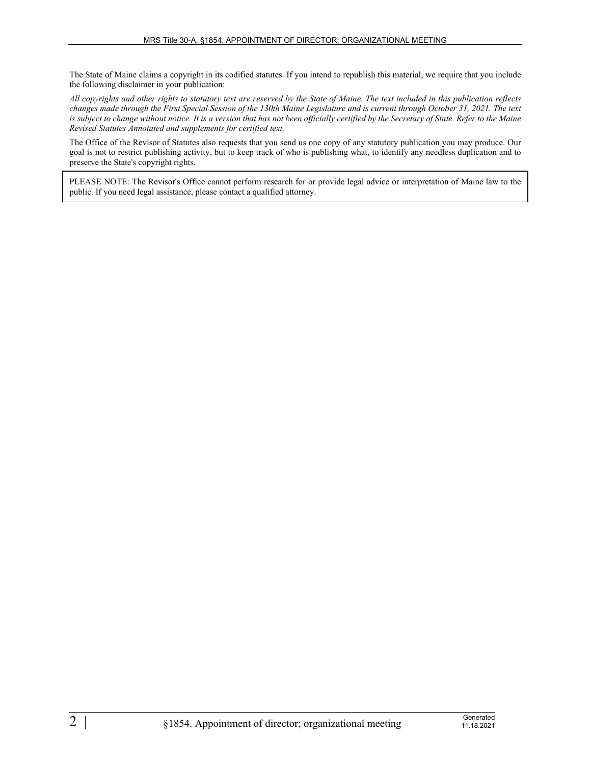The State of Maine claims a copyright in its codified statutes. If you intend to republish this material, we require that you include the following disclaimer in your publication:

*All copyrights and other rights to statutory text are reserved by the State of Maine. The text included in this publication reflects changes made through the First Special Session of the 130th Maine Legislature and is current through October 31, 2021. The text is subject to change without notice. It is a version that has not been officially certified by the Secretary of State. Refer to the Maine Revised Statutes Annotated and supplements for certified text.*

The Office of the Revisor of Statutes also requests that you send us one copy of any statutory publication you may produce. Our goal is not to restrict publishing activity, but to keep track of who is publishing what, to identify any needless duplication and to preserve the State's copyright rights.

PLEASE NOTE: The Revisor's Office cannot perform research for or provide legal advice or interpretation of Maine law to the public. If you need legal assistance, please contact a qualified attorney.